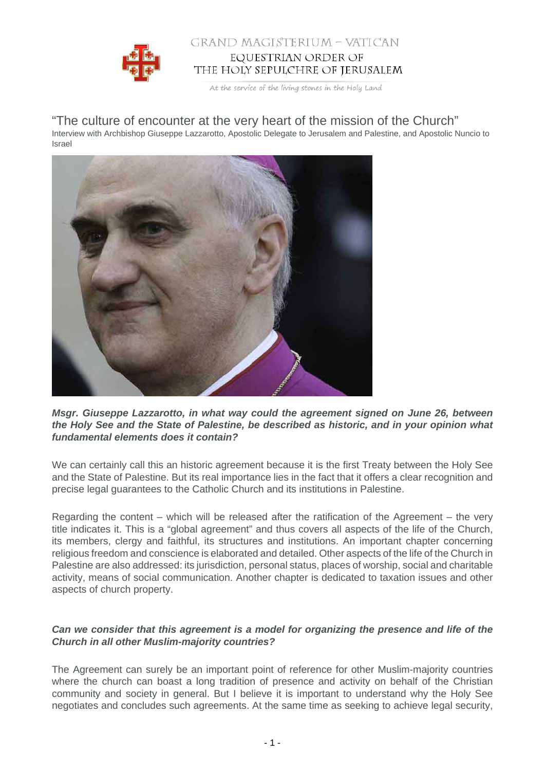# "The culture of encounter at the very heart of the mission of the Church"

Interview with Archbishop Giuseppe Lazzarotto, Apostolic Delegate to Jerusalem and Palestine, and Apostolic Nuncio to Israel

***Msgr. Giuseppe Lazzarotto, in what way could the agreement signed on June 26, between the Holy See and the State of Palestine, be described as historic, and in your opinion what fundamental elements does it contain?***

We can certainly call this an historic agreement because it is the first Treaty between the Holy See and the State of Palestine. But its real importance lies in the fact that it offers a clear recognition and precise legal guarantees to the Catholic Church and its institutions in Palestine.

Regarding the content – which will be released after the ratification of the Agreement – the very title indicates it. This is a "global agreement" and thus covers all aspects of the life of the Church, its members, clergy and faithful, its structures and institutions. An important chapter concerning religious freedom and conscience is elaborated and detailed. Other aspects of the life of the Church in Palestine are also addressed: its jurisdiction, personal status, places of worship, social and charitable activity, means of social communication. Another chapter is dedicated to taxation issues and other aspects of church property.

***Can we consider that this agreement is a model for organizing the presence and life of the Church in all other Muslim-majority countries?***

The Agreement can surely be an important point of reference for other Muslim-majority countries where the church can boast a long tradition of presence and activity on behalf of the Christian community and society in general. But I believe it is important to understand why the Holy See negotiates and concludes such agreements. At the same time as seeking to achieve legal security,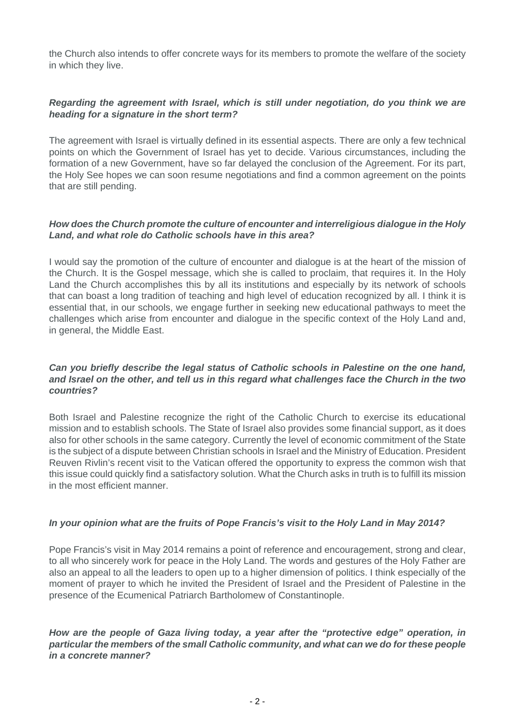the Church also intends to offer concrete ways for its members to promote the welfare of the society in which they live.

***Regarding the agreement with Israel, which is still under negotiation, do you think we are heading for a signature in the short term?***

The agreement with Israel is virtually defined in its essential aspects. There are only a few technical points on which the Government of Israel has yet to decide. Various circumstances, including the formation of a new Government, have so far delayed the conclusion of the Agreement. For its part, the Holy See hopes we can soon resume negotiations and find a common agreement on the points that are still pending.

***How does the Church promote the culture of encounter and interreligious dialogue in the Holy Land, and what role do Catholic schools have in this area?***

I would say the promotion of the culture of encounter and dialogue is at the heart of the mission of the Church. It is the Gospel message, which she is called to proclaim, that requires it. In the Holy Land the Church accomplishes this by all its institutions and especially by its network of schools that can boast a long tradition of teaching and high level of education recognized by all. I think it is essential that, in our schools, we engage further in seeking new educational pathways to meet the challenges which arise from encounter and dialogue in the specific context of the Holy Land and, in general, the Middle East.

***Can you briefly describe the legal status of Catholic schools in Palestine on the one hand, and Israel on the other, and tell us in this regard what challenges face the Church in the two countries?***

Both Israel and Palestine recognize the right of the Catholic Church to exercise its educational mission and to establish schools. The State of Israel also provides some financial support, as it does also for other schools in the same category. Currently the level of economic commitment of the State is the subject of a dispute between Christian schools in Israel and the Ministry of Education. President Reuven Rivlin's recent visit to the Vatican offered the opportunity to express the common wish that this issue could quickly find a satisfactory solution. What the Church asks in truth is to fulfill its mission in the most efficient manner.

***In your opinion what are the fruits of Pope Francis's visit to the Holy Land in May 2014?***

Pope Francis's visit in May 2014 remains a point of reference and encouragement, strong and clear, to all who sincerely work for peace in the Holy Land. The words and gestures of the Holy Father are also an appeal to all the leaders to open up to a higher dimension of politics. I think especially of the moment of prayer to which he invited the President of Israel and the President of Palestine in the presence of the Ecumenical Patriarch Bartholomew of Constantinople.

***How are the people of Gaza living today, a year after the "protective edge" operation, in particular the members of the small Catholic community, and what can we do for these people in a concrete manner?***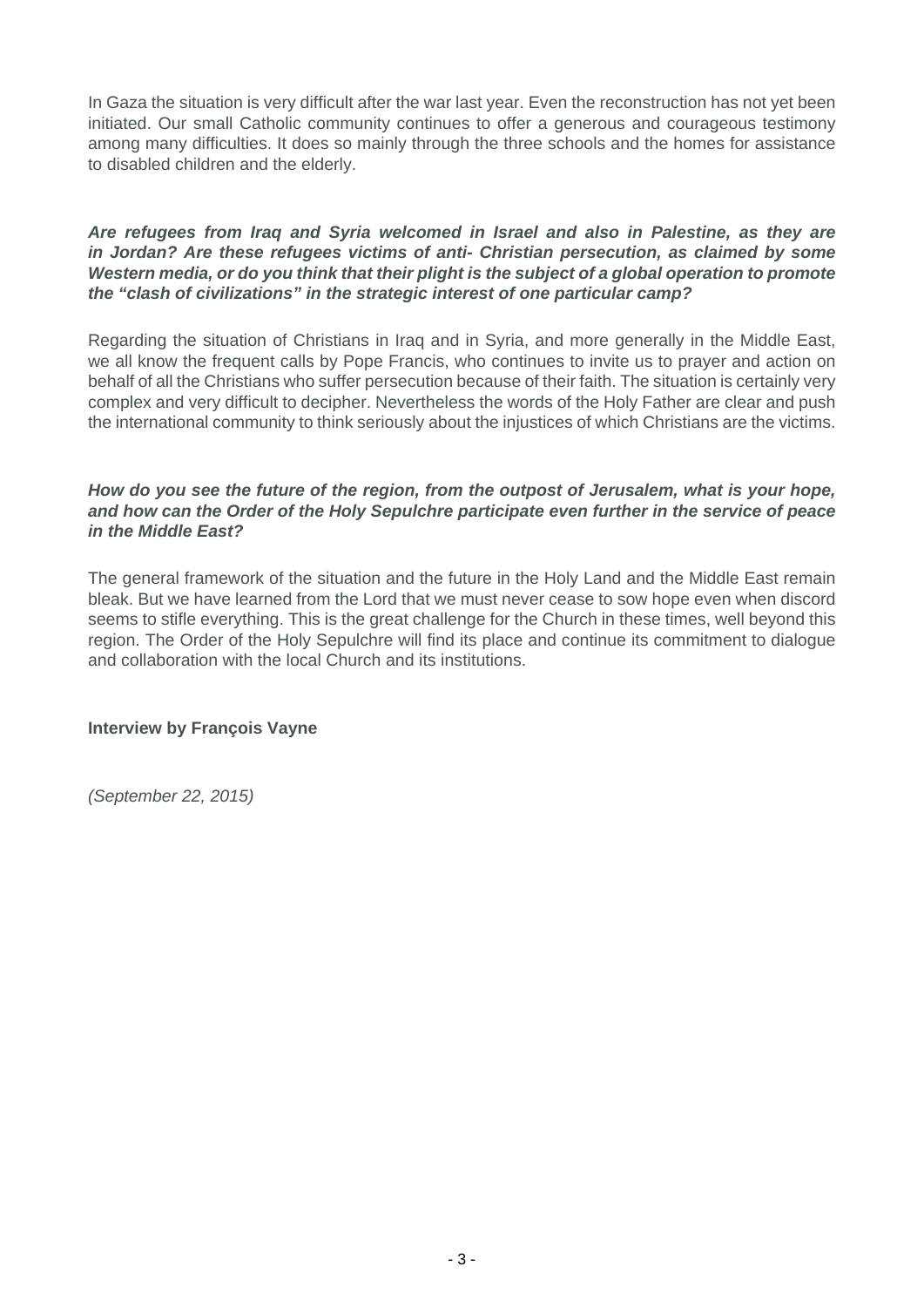In Gaza the situation is very difficult after the war last year. Even the reconstruction has not yet been initiated. Our small Catholic community continues to offer a generous and courageous testimony among many difficulties. It does so mainly through the three schools and the homes for assistance to disabled children and the elderly.

***Are refugees from Iraq and Syria welcomed in Israel and also in Palestine, as they are in Jordan? Are these refugees victims of anti- Christian persecution, as claimed by some Western media, or do you think that their plight is the subject of a global operation to promote the "clash of civilizations" in the strategic interest of one particular camp?***

Regarding the situation of Christians in Iraq and in Syria, and more generally in the Middle East, we all know the frequent calls by Pope Francis, who continues to invite us to prayer and action on behalf of all the Christians who suffer persecution because of their faith. The situation is certainly very complex and very difficult to decipher. Nevertheless the words of the Holy Father are clear and push the international community to think seriously about the injustices of which Christians are the victims.

***How do you see the future of the region, from the outpost of Jerusalem, what is your hope, and how can the Order of the Holy Sepulchre participate even further in the service of peace in the Middle East?***

The general framework of the situation and the future in the Holy Land and the Middle East remain bleak. But we have learned from the Lord that we must never cease to sow hope even when discord seems to stifle everything. This is the great challenge for the Church in these times, well beyond this region. The Order of the Holy Sepulchre will find its place and continue its commitment to dialogue and collaboration with the local Church and its institutions.

**Interview by François Vayne**

*(September 22, 2015)*